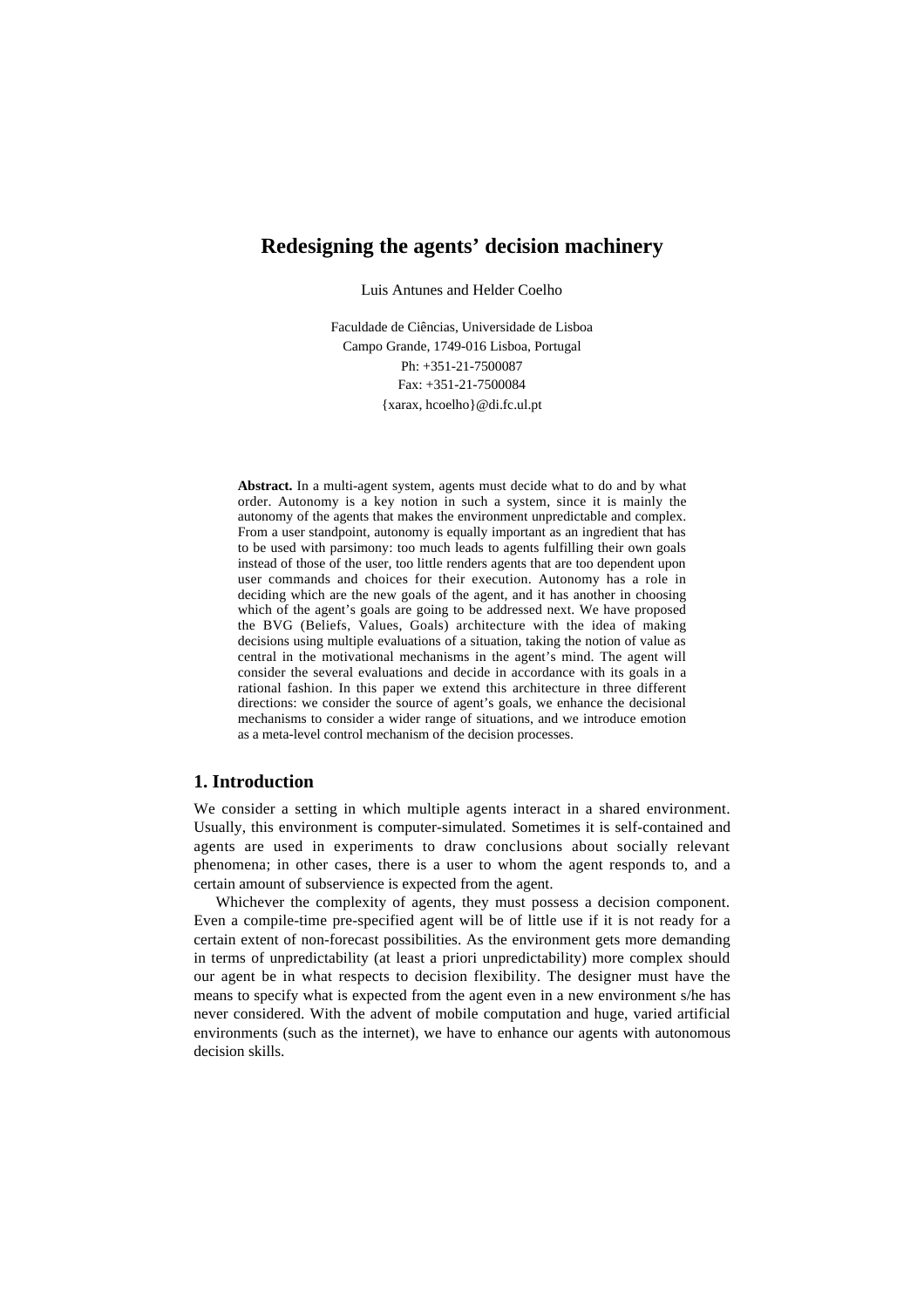# Redesigning the agents' decision machinery

Luis Antunes and Helder Coelho

Faculdade de Ciências, Universidade de Lisboa
Campo Grande, 1749-016 Lisboa, Portugal
Ph: +351-21-7500087
Fax: +351-21-7500084
{xarax, hcoelho}@di.fc.ul.pt

**Abstract.** In a multi-agent system, agents must decide what to do and by what order. Autonomy is a key notion in such a system, since it is mainly the autonomy of the agents that makes the environment unpredictable and complex. From a user standpoint, autonomy is equally important as an ingredient that has to be used with parsimony: too much leads to agents fulfilling their own goals instead of those of the user, too little renders agents that are too dependent upon user commands and choices for their execution. Autonomy has a role in deciding which are the new goals of the agent, and it has another in choosing which of the agent's goals are going to be addressed next. We have proposed the BVG (Beliefs, Values, Goals) architecture with the idea of making decisions using multiple evaluations of a situation, taking the notion of value as central in the motivational mechanisms in the agent's mind. The agent will consider the several evaluations and decide in accordance with its goals in a rational fashion. In this paper we extend this architecture in three different directions: we consider the source of agent's goals, we enhance the decisional mechanisms to consider a wider range of situations, and we introduce emotion as a meta-level control mechanism of the decision processes.

## 1. Introduction

We consider a setting in which multiple agents interact in a shared environment. Usually, this environment is computer-simulated. Sometimes it is self-contained and agents are used in experiments to draw conclusions about socially relevant phenomena; in other cases, there is a user to whom the agent responds to, and a certain amount of subservience is expected from the agent.

Whichever the complexity of agents, they must possess a decision component. Even a compile-time pre-specified agent will be of little use if it is not ready for a certain extent of non-forecast possibilities. As the environment gets more demanding in terms of unpredictability (at least a priori unpredictability) more complex should our agent be in what respects to decision flexibility. The designer must have the means to specify what is expected from the agent even in a new environment s/he has never considered. With the advent of mobile computation and huge, varied artificial environments (such as the internet), we have to enhance our agents with autonomous decision skills.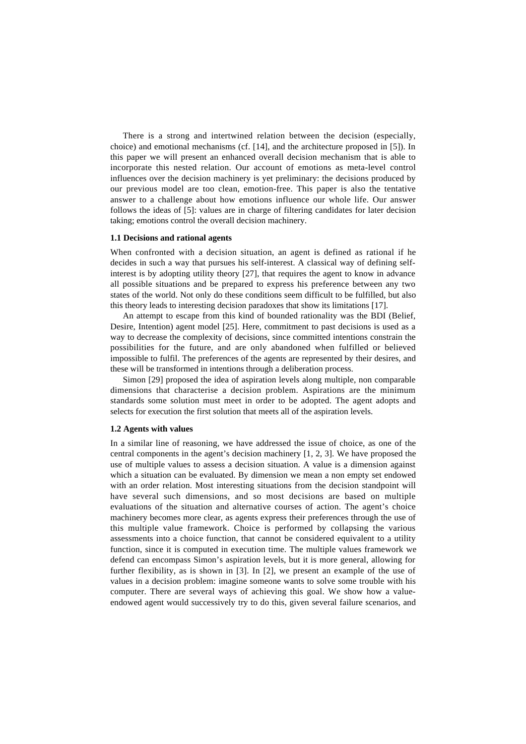There is a strong and intertwined relation between the decision (especially, choice) and emotional mechanisms (cf. [14], and the architecture proposed in [5]). In this paper we will present an enhanced overall decision mechanism that is able to incorporate this nested relation. Our account of emotions as meta-level control influences over the decision machinery is yet preliminary: the decisions produced by our previous model are too clean, emotion-free. This paper is also the tentative answer to a challenge about how emotions influence our whole life. Our answer follows the ideas of [5]: values are in charge of filtering candidates for later decision taking; emotions control the overall decision machinery.

### 1.1 Decisions and rational agents

When confronted with a decision situation, an agent is defined as rational if he decides in such a way that pursues his self-interest. A classical way of defining self-interest is by adopting utility theory [27], that requires the agent to know in advance all possible situations and be prepared to express his preference between any two states of the world. Not only do these conditions seem difficult to be fulfilled, but also this theory leads to interesting decision paradoxes that show its limitations [17].

An attempt to escape from this kind of bounded rationality was the BDI (Belief, Desire, Intention) agent model [25]. Here, commitment to past decisions is used as a way to decrease the complexity of decisions, since committed intentions constrain the possibilities for the future, and are only abandoned when fulfilled or believed impossible to fulfil. The preferences of the agents are represented by their desires, and these will be transformed in intentions through a deliberation process.

Simon [29] proposed the idea of aspiration levels along multiple, non comparable dimensions that characterise a decision problem. Aspirations are the minimum standards some solution must meet in order to be adopted. The agent adopts and selects for execution the first solution that meets all of the aspiration levels.

### 1.2 Agents with values

In a similar line of reasoning, we have addressed the issue of choice, as one of the central components in the agent's decision machinery [1, 2, 3]. We have proposed the use of multiple values to assess a decision situation. A value is a dimension against which a situation can be evaluated. By dimension we mean a non empty set endowed with an order relation. Most interesting situations from the decision standpoint will have several such dimensions, and so most decisions are based on multiple evaluations of the situation and alternative courses of action. The agent's choice machinery becomes more clear, as agents express their preferences through the use of this multiple value framework. Choice is performed by collapsing the various assessments into a choice function, that cannot be considered equivalent to a utility function, since it is computed in execution time. The multiple values framework we defend can encompass Simon's aspiration levels, but it is more general, allowing for further flexibility, as is shown in [3]. In [2], we present an example of the use of values in a decision problem: imagine someone wants to solve some trouble with his computer. There are several ways of achieving this goal. We show how a value-endowed agent would successively try to do this, given several failure scenarios, and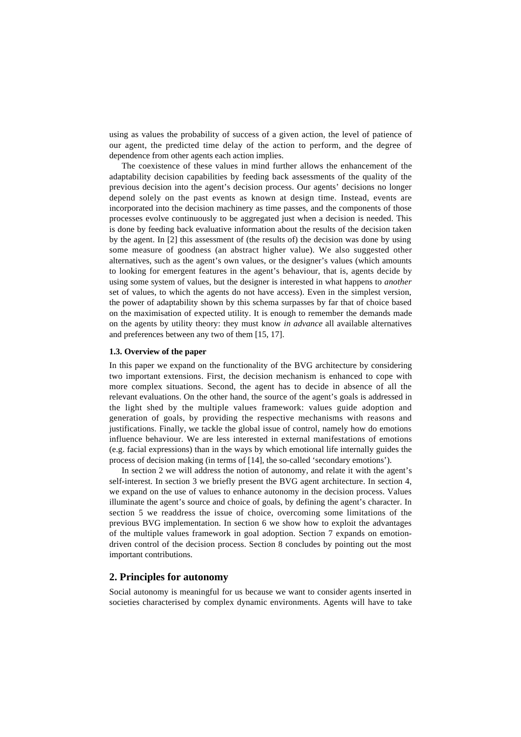using as values the probability of success of a given action, the level of patience of our agent, the predicted time delay of the action to perform, and the degree of dependence from other agents each action implies.

The coexistence of these values in mind further allows the enhancement of the adaptability decision capabilities by feeding back assessments of the quality of the previous decision into the agent's decision process. Our agents' decisions no longer depend solely on the past events as known at design time. Instead, events are incorporated into the decision machinery as time passes, and the components of those processes evolve continuously to be aggregated just when a decision is needed. This is done by feeding back evaluative information about the results of the decision taken by the agent. In [2] this assessment of (the results of) the decision was done by using some measure of goodness (an abstract higher value). We also suggested other alternatives, such as the agent's own values, or the designer's values (which amounts to looking for emergent features in the agent's behaviour, that is, agents decide by using some system of values, but the designer is interested in what happens to *another* set of values, to which the agents do not have access). Even in the simplest version, the power of adaptability shown by this schema surpasses by far that of choice based on the maximisation of expected utility. It is enough to remember the demands made on the agents by utility theory: they must know *in advance* all available alternatives and preferences between any two of them [15, 17].

### 1.3. Overview of the paper

In this paper we expand on the functionality of the BVG architecture by considering two important extensions. First, the decision mechanism is enhanced to cope with more complex situations. Second, the agent has to decide in absence of all the relevant evaluations. On the other hand, the source of the agent's goals is addressed in the light shed by the multiple values framework: values guide adoption and generation of goals, by providing the respective mechanisms with reasons and justifications. Finally, we tackle the global issue of control, namely how do emotions influence behaviour. We are less interested in external manifestations of emotions (e.g. facial expressions) than in the ways by which emotional life internally guides the process of decision making (in terms of [14], the so-called 'secondary emotions').

In section 2 we will address the notion of autonomy, and relate it with the agent's self-interest. In section 3 we briefly present the BVG agent architecture. In section 4, we expand on the use of values to enhance autonomy in the decision process. Values illuminate the agent's source and choice of goals, by defining the agent's character. In section 5 we readdress the issue of choice, overcoming some limitations of the previous BVG implementation. In section 6 we show how to exploit the advantages of the multiple values framework in goal adoption. Section 7 expands on emotion-driven control of the decision process. Section 8 concludes by pointing out the most important contributions.

## 2. Principles for autonomy

Social autonomy is meaningful for us because we want to consider agents inserted in societies characterised by complex dynamic environments. Agents will have to take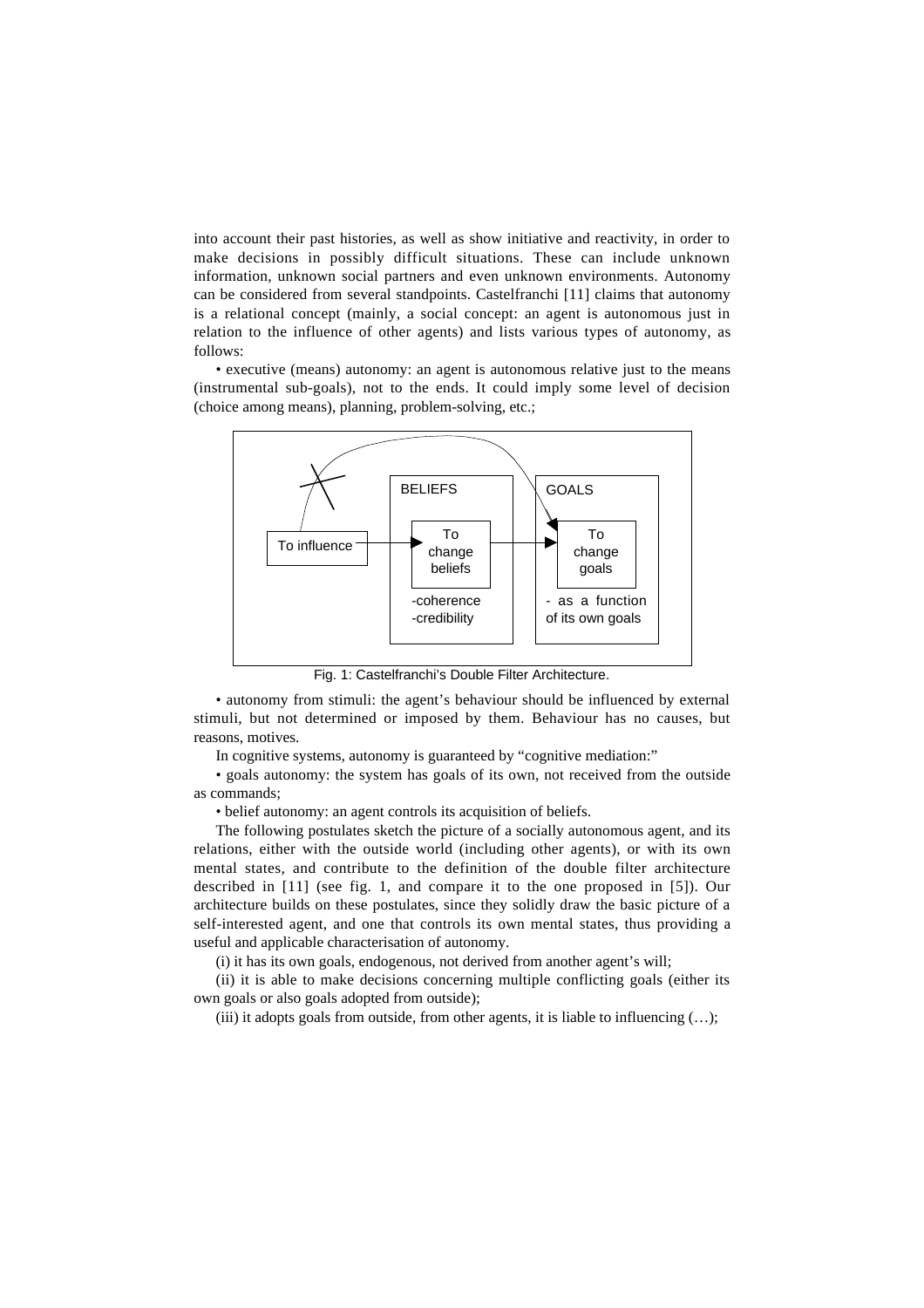into account their past histories, as well as show initiative and reactivity, in order to make decisions in possibly difficult situations. These can include unknown information, unknown social partners and even unknown environments. Autonomy can be considered from several standpoints. Castelfranchi [11] claims that autonomy is a relational concept (mainly, a social concept: an agent is autonomous just in relation to the influence of other agents) and lists various types of autonomy, as follows:

• executive (means) autonomy: an agent is autonomous relative just to the means (instrumental sub-goals), not to the ends. It could imply some level of decision (choice among means), planning, problem-solving, etc.;

Fig. 1: Castelfranchi's Double Filter Architecture.

• autonomy from stimuli: the agent's behaviour should be influenced by external stimuli, but not determined or imposed by them. Behaviour has no causes, but reasons, motives.

In cognitive systems, autonomy is guaranteed by "cognitive mediation:"

• goals autonomy: the system has goals of its own, not received from the outside as commands;

• belief autonomy: an agent controls its acquisition of beliefs.

The following postulates sketch the picture of a socially autonomous agent, and its relations, either with the outside world (including other agents), or with its own mental states, and contribute to the definition of the double filter architecture described in [11] (see fig. 1, and compare it to the one proposed in [5]). Our architecture builds on these postulates, since they solidly draw the basic picture of a self-interested agent, and one that controls its own mental states, thus providing a useful and applicable characterisation of autonomy.

(i) it has its own goals, endogenous, not derived from another agent's will;

(ii) it is able to make decisions concerning multiple conflicting goals (either its own goals or also goals adopted from outside);

(iii) it adopts goals from outside, from other agents, it is liable to influencing (…);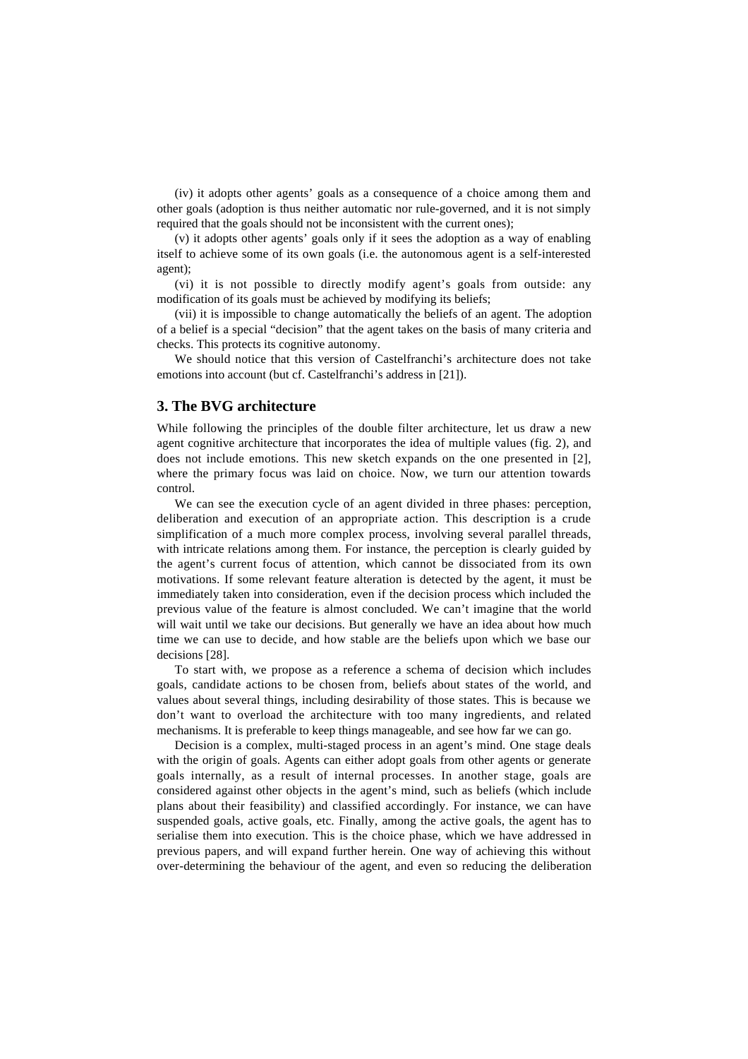(iv) it adopts other agents' goals as a consequence of a choice among them and other goals (adoption is thus neither automatic nor rule-governed, and it is not simply required that the goals should not be inconsistent with the current ones);

(v) it adopts other agents' goals only if it sees the adoption as a way of enabling itself to achieve some of its own goals (i.e. the autonomous agent is a self-interested agent);

(vi) it is not possible to directly modify agent's goals from outside: any modification of its goals must be achieved by modifying its beliefs;

(vii) it is impossible to change automatically the beliefs of an agent. The adoption of a belief is a special "decision" that the agent takes on the basis of many criteria and checks. This protects its cognitive autonomy.

We should notice that this version of Castelfranchi's architecture does not take emotions into account (but cf. Castelfranchi's address in [21]).

## 3. The BVG architecture

While following the principles of the double filter architecture, let us draw a new agent cognitive architecture that incorporates the idea of multiple values (fig. 2), and does not include emotions. This new sketch expands on the one presented in [2], where the primary focus was laid on choice. Now, we turn our attention towards control.

We can see the execution cycle of an agent divided in three phases: perception, deliberation and execution of an appropriate action. This description is a crude simplification of a much more complex process, involving several parallel threads, with intricate relations among them. For instance, the perception is clearly guided by the agent's current focus of attention, which cannot be dissociated from its own motivations. If some relevant feature alteration is detected by the agent, it must be immediately taken into consideration, even if the decision process which included the previous value of the feature is almost concluded. We can't imagine that the world will wait until we take our decisions. But generally we have an idea about how much time we can use to decide, and how stable are the beliefs upon which we base our decisions [28].

To start with, we propose as a reference a schema of decision which includes goals, candidate actions to be chosen from, beliefs about states of the world, and values about several things, including desirability of those states. This is because we don't want to overload the architecture with too many ingredients, and related mechanisms. It is preferable to keep things manageable, and see how far we can go.

Decision is a complex, multi-staged process in an agent's mind. One stage deals with the origin of goals. Agents can either adopt goals from other agents or generate goals internally, as a result of internal processes. In another stage, goals are considered against other objects in the agent's mind, such as beliefs (which include plans about their feasibility) and classified accordingly. For instance, we can have suspended goals, active goals, etc. Finally, among the active goals, the agent has to serialise them into execution. This is the choice phase, which we have addressed in previous papers, and will expand further herein. One way of achieving this without over-determining the behaviour of the agent, and even so reducing the deliberation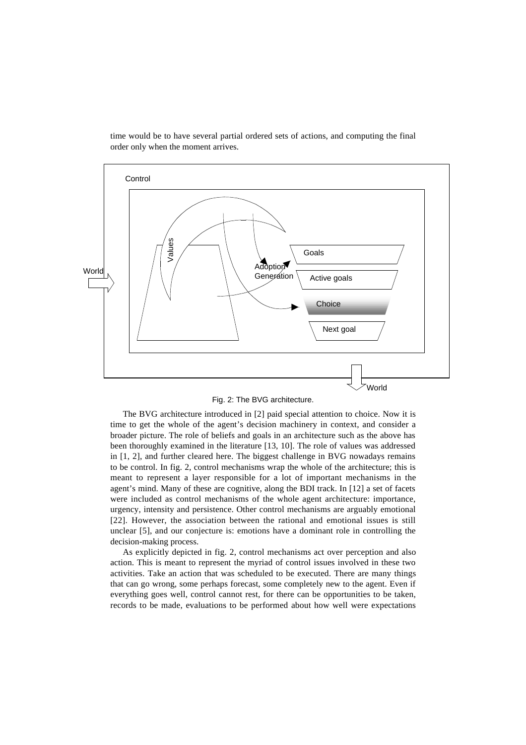time would be to have several partial ordered sets of actions, and computing the final order only when the moment arrives.

Fig. 2: The BVG architecture.

The BVG architecture introduced in [2] paid special attention to choice. Now it is time to get the whole of the agent's decision machinery in context, and consider a broader picture. The role of beliefs and goals in an architecture such as the above has been thoroughly examined in the literature [13, 10]. The role of values was addressed in [1, 2], and further cleared here. The biggest challenge in BVG nowadays remains to be control. In fig. 2, control mechanisms wrap the whole of the architecture; this is meant to represent a layer responsible for a lot of important mechanisms in the agent's mind. Many of these are cognitive, along the BDI track. In [12] a set of facets were included as control mechanisms of the whole agent architecture: importance, urgency, intensity and persistence. Other control mechanisms are arguably emotional [22]. However, the association between the rational and emotional issues is still unclear [5], and our conjecture is: emotions have a dominant role in controlling the decision-making process.

As explicitly depicted in fig. 2, control mechanisms act over perception and also action. This is meant to represent the myriad of control issues involved in these two activities. Take an action that was scheduled to be executed. There are many things that can go wrong, some perhaps forecast, some completely new to the agent. Even if everything goes well, control cannot rest, for there can be opportunities to be taken, records to be made, evaluations to be performed about how well were expectations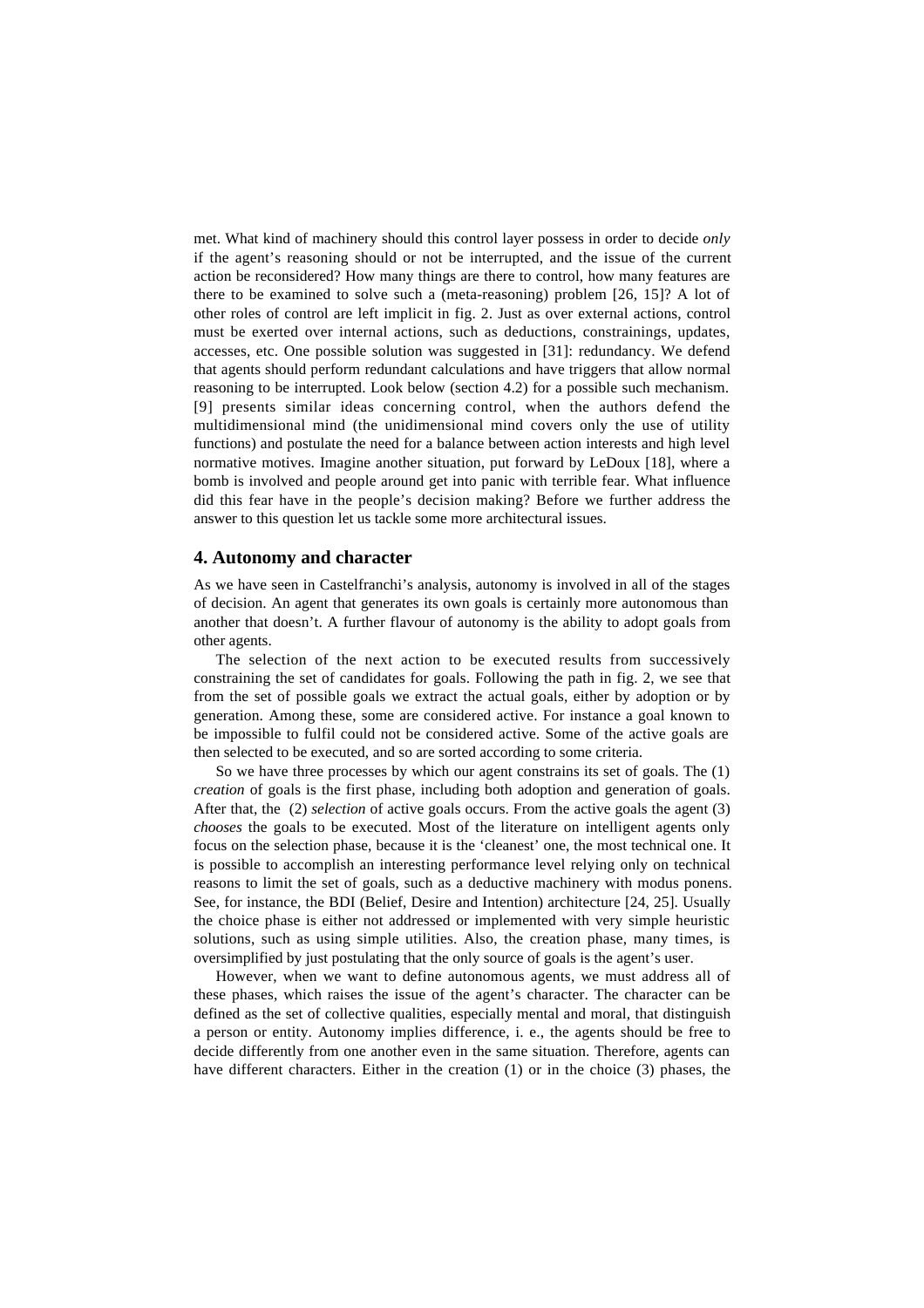met. What kind of machinery should this control layer possess in order to decide *only* if the agent's reasoning should or not be interrupted, and the issue of the current action be reconsidered? How many things are there to control, how many features are there to be examined to solve such a (meta-reasoning) problem [26, 15]? A lot of other roles of control are left implicit in fig. 2. Just as over external actions, control must be exerted over internal actions, such as deductions, constrainings, updates, accesses, etc. One possible solution was suggested in [31]: redundancy. We defend that agents should perform redundant calculations and have triggers that allow normal reasoning to be interrupted. Look below (section 4.2) for a possible such mechanism. [9] presents similar ideas concerning control, when the authors defend the multidimensional mind (the unidimensional mind covers only the use of utility functions) and postulate the need for a balance between action interests and high level normative motives. Imagine another situation, put forward by LeDoux [18], where a bomb is involved and people around get into panic with terrible fear. What influence did this fear have in the people's decision making? Before we further address the answer to this question let us tackle some more architectural issues.

## 4. Autonomy and character

As we have seen in Castelfranchi's analysis, autonomy is involved in all of the stages of decision. An agent that generates its own goals is certainly more autonomous than another that doesn't. A further flavour of autonomy is the ability to adopt goals from other agents.

The selection of the next action to be executed results from successively constraining the set of candidates for goals. Following the path in fig. 2, we see that from the set of possible goals we extract the actual goals, either by adoption or by generation. Among these, some are considered active. For instance a goal known to be impossible to fulfil could not be considered active. Some of the active goals are then selected to be executed, and so are sorted according to some criteria.

So we have three processes by which our agent constrains its set of goals. The (1) *creation* of goals is the first phase, including both adoption and generation of goals. After that, the (2) *selection* of active goals occurs. From the active goals the agent (3) *chooses* the goals to be executed. Most of the literature on intelligent agents only focus on the selection phase, because it is the 'cleanest' one, the most technical one. It is possible to accomplish an interesting performance level relying only on technical reasons to limit the set of goals, such as a deductive machinery with modus ponens. See, for instance, the BDI (Belief, Desire and Intention) architecture [24, 25]. Usually the choice phase is either not addressed or implemented with very simple heuristic solutions, such as using simple utilities. Also, the creation phase, many times, is oversimplified by just postulating that the only source of goals is the agent's user.

However, when we want to define autonomous agents, we must address all of these phases, which raises the issue of the agent's character. The character can be defined as the set of collective qualities, especially mental and moral, that distinguish a person or entity. Autonomy implies difference, i. e., the agents should be free to decide differently from one another even in the same situation. Therefore, agents can have different characters. Either in the creation (1) or in the choice (3) phases, the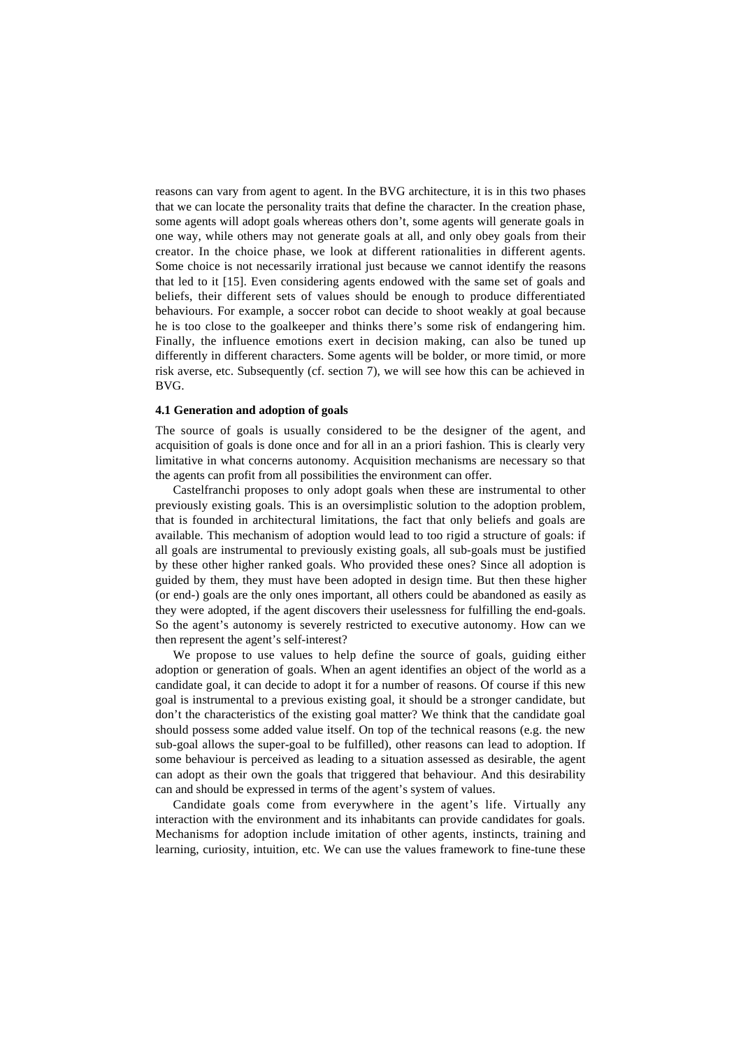reasons can vary from agent to agent. In the BVG architecture, it is in this two phases that we can locate the personality traits that define the character. In the creation phase, some agents will adopt goals whereas others don't, some agents will generate goals in one way, while others may not generate goals at all, and only obey goals from their creator. In the choice phase, we look at different rationalities in different agents. Some choice is not necessarily irrational just because we cannot identify the reasons that led to it [15]. Even considering agents endowed with the same set of goals and beliefs, their different sets of values should be enough to produce differentiated behaviours. For example, a soccer robot can decide to shoot weakly at goal because he is too close to the goalkeeper and thinks there's some risk of endangering him. Finally, the influence emotions exert in decision making, can also be tuned up differently in different characters. Some agents will be bolder, or more timid, or more risk averse, etc. Subsequently (cf. section 7), we will see how this can be achieved in BVG.

### 4.1 Generation and adoption of goals

The source of goals is usually considered to be the designer of the agent, and acquisition of goals is done once and for all in an a priori fashion. This is clearly very limitative in what concerns autonomy. Acquisition mechanisms are necessary so that the agents can profit from all possibilities the environment can offer.

Castelfranchi proposes to only adopt goals when these are instrumental to other previously existing goals. This is an oversimplistic solution to the adoption problem, that is founded in architectural limitations, the fact that only beliefs and goals are available. This mechanism of adoption would lead to too rigid a structure of goals: if all goals are instrumental to previously existing goals, all sub-goals must be justified by these other higher ranked goals. Who provided these ones? Since all adoption is guided by them, they must have been adopted in design time. But then these higher (or end-) goals are the only ones important, all others could be abandoned as easily as they were adopted, if the agent discovers their uselessness for fulfilling the end-goals. So the agent's autonomy is severely restricted to executive autonomy. How can we then represent the agent's self-interest?

We propose to use values to help define the source of goals, guiding either adoption or generation of goals. When an agent identifies an object of the world as a candidate goal, it can decide to adopt it for a number of reasons. Of course if this new goal is instrumental to a previous existing goal, it should be a stronger candidate, but don't the characteristics of the existing goal matter? We think that the candidate goal should possess some added value itself. On top of the technical reasons (e.g. the new sub-goal allows the super-goal to be fulfilled), other reasons can lead to adoption. If some behaviour is perceived as leading to a situation assessed as desirable, the agent can adopt as their own the goals that triggered that behaviour. And this desirability can and should be expressed in terms of the agent's system of values.

Candidate goals come from everywhere in the agent's life. Virtually any interaction with the environment and its inhabitants can provide candidates for goals. Mechanisms for adoption include imitation of other agents, instincts, training and learning, curiosity, intuition, etc. We can use the values framework to fine-tune these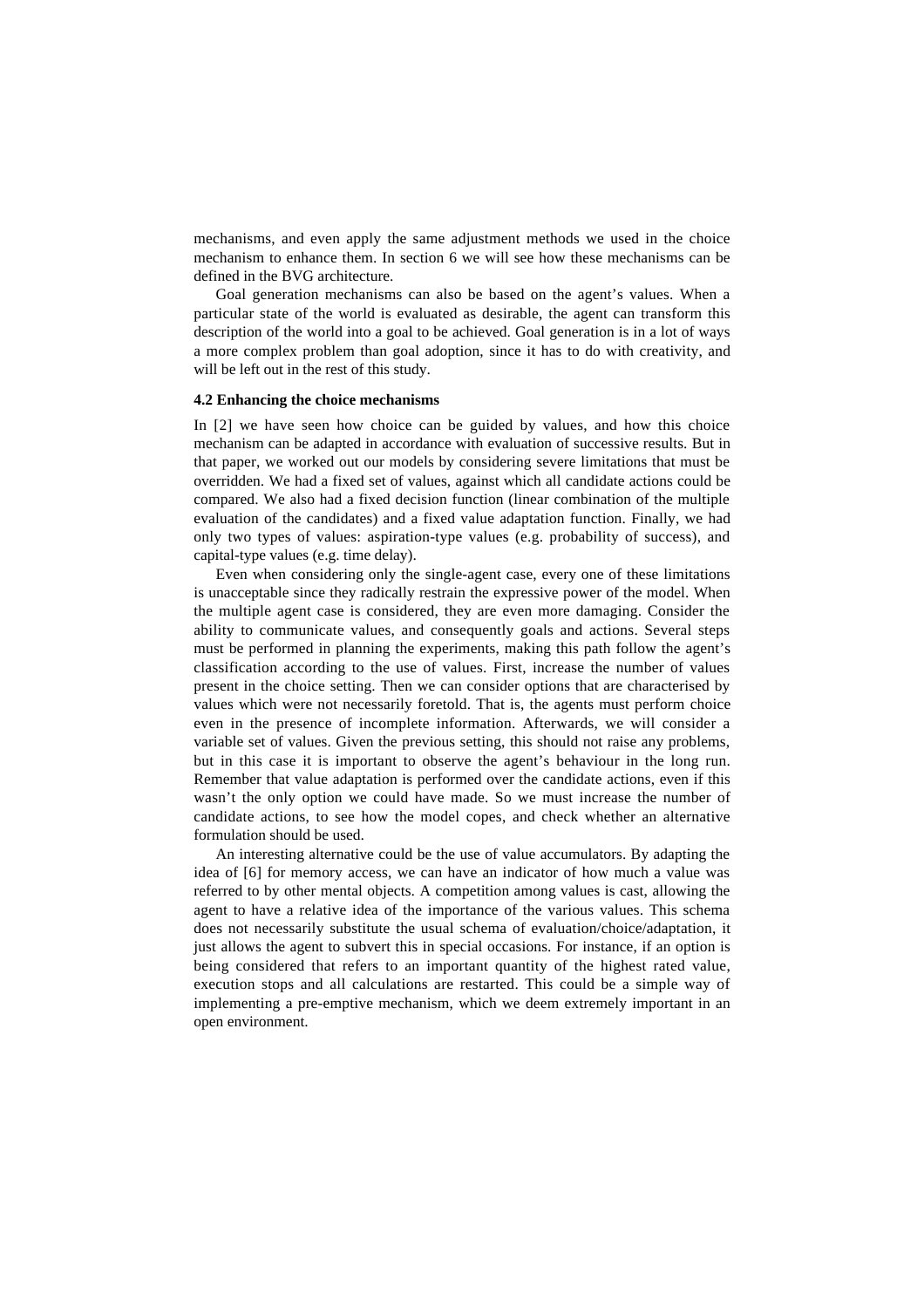mechanisms, and even apply the same adjustment methods we used in the choice mechanism to enhance them. In section 6 we will see how these mechanisms can be defined in the BVG architecture.

Goal generation mechanisms can also be based on the agent's values. When a particular state of the world is evaluated as desirable, the agent can transform this description of the world into a goal to be achieved. Goal generation is in a lot of ways a more complex problem than goal adoption, since it has to do with creativity, and will be left out in the rest of this study.

### 4.2 Enhancing the choice mechanisms

In [2] we have seen how choice can be guided by values, and how this choice mechanism can be adapted in accordance with evaluation of successive results. But in that paper, we worked out our models by considering severe limitations that must be overridden. We had a fixed set of values, against which all candidate actions could be compared. We also had a fixed decision function (linear combination of the multiple evaluation of the candidates) and a fixed value adaptation function. Finally, we had only two types of values: aspiration-type values (e.g. probability of success), and capital-type values (e.g. time delay).

Even when considering only the single-agent case, every one of these limitations is unacceptable since they radically restrain the expressive power of the model. When the multiple agent case is considered, they are even more damaging. Consider the ability to communicate values, and consequently goals and actions. Several steps must be performed in planning the experiments, making this path follow the agent's classification according to the use of values. First, increase the number of values present in the choice setting. Then we can consider options that are characterised by values which were not necessarily foretold. That is, the agents must perform choice even in the presence of incomplete information. Afterwards, we will consider a variable set of values. Given the previous setting, this should not raise any problems, but in this case it is important to observe the agent's behaviour in the long run. Remember that value adaptation is performed over the candidate actions, even if this wasn't the only option we could have made. So we must increase the number of candidate actions, to see how the model copes, and check whether an alternative formulation should be used.

An interesting alternative could be the use of value accumulators. By adapting the idea of [6] for memory access, we can have an indicator of how much a value was referred to by other mental objects. A competition among values is cast, allowing the agent to have a relative idea of the importance of the various values. This schema does not necessarily substitute the usual schema of evaluation/choice/adaptation, it just allows the agent to subvert this in special occasions. For instance, if an option is being considered that refers to an important quantity of the highest rated value, execution stops and all calculations are restarted. This could be a simple way of implementing a pre-emptive mechanism, which we deem extremely important in an open environment.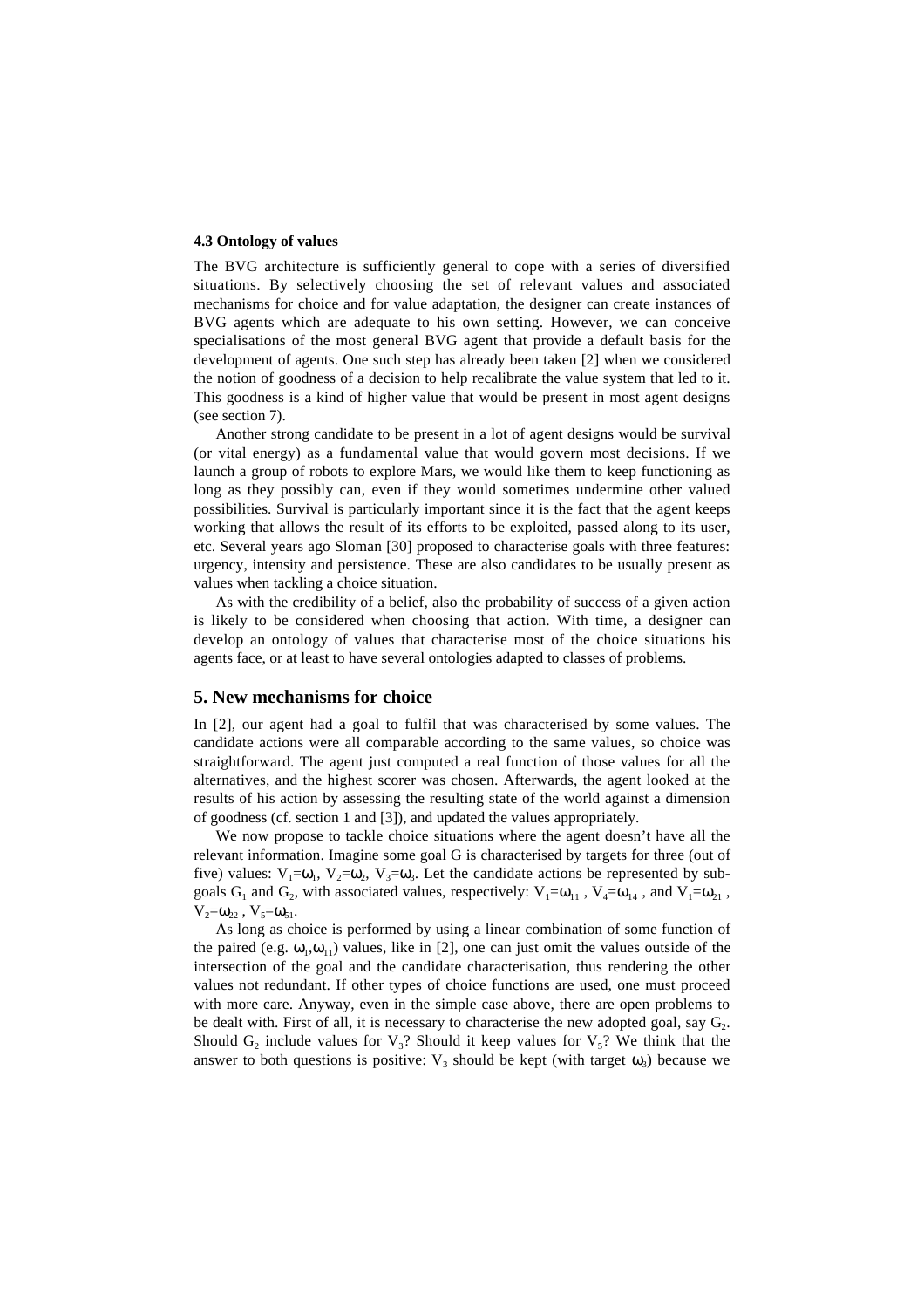### 4.3 Ontology of values

The BVG architecture is sufficiently general to cope with a series of diversified situations. By selectively choosing the set of relevant values and associated mechanisms for choice and for value adaptation, the designer can create instances of BVG agents which are adequate to his own setting. However, we can conceive specialisations of the most general BVG agent that provide a default basis for the development of agents. One such step has already been taken [2] when we considered the notion of goodness of a decision to help recalibrate the value system that led to it. This goodness is a kind of higher value that would be present in most agent designs (see section 7).

Another strong candidate to be present in a lot of agent designs would be survival (or vital energy) as a fundamental value that would govern most decisions. If we launch a group of robots to explore Mars, we would like them to keep functioning as long as they possibly can, even if they would sometimes undermine other valued possibilities. Survival is particularly important since it is the fact that the agent keeps working that allows the result of its efforts to be exploited, passed along to its user, etc. Several years ago Sloman [30] proposed to characterise goals with three features: urgency, intensity and persistence. These are also candidates to be usually present as values when tackling a choice situation.

As with the credibility of a belief, also the probability of success of a given action is likely to be considered when choosing that action. With time, a designer can develop an ontology of values that characterise most of the choice situations his agents face, or at least to have several ontologies adapted to classes of problems.

## 5. New mechanisms for choice

In [2], our agent had a goal to fulfil that was characterised by some values. The candidate actions were all comparable according to the same values, so choice was straightforward. The agent just computed a real function of those values for all the alternatives, and the highest scorer was chosen. Afterwards, the agent looked at the results of his action by assessing the resulting state of the world against a dimension of goodness (cf. section 1 and [3]), and updated the values appropriately.

We now propose to tackle choice situations where the agent doesn't have all the relevant information. Imagine some goal G is characterised by targets for three (out of five) values: $V_1=\omega_1$, $V_2=\omega_2$, $V_3=\omega_3$. Let the candidate actions be represented by sub-goals $G_1$ and $G_2$, with associated values, respectively: $V_1=\omega_{11}$ , $V_4=\omega_{14}$ , and $V_1=\omega_{21}$ , $V_2=\omega_{22}$ , $V_5=\omega_{51}$.

As long as choice is performed by using a linear combination of some function of the paired (e.g. $\omega_1,\omega_{11}$) values, like in [2], one can just omit the values outside of the intersection of the goal and the candidate characterisation, thus rendering the other values not redundant. If other types of choice functions are used, one must proceed with more care. Anyway, even in the simple case above, there are open problems to be dealt with. First of all, it is necessary to characterise the new adopted goal, say $G_2$. Should $G_2$ include values for $V_3$? Should it keep values for $V_5$? We think that the answer to both questions is positive: $V_3$ should be kept (with target $\omega_3$) because we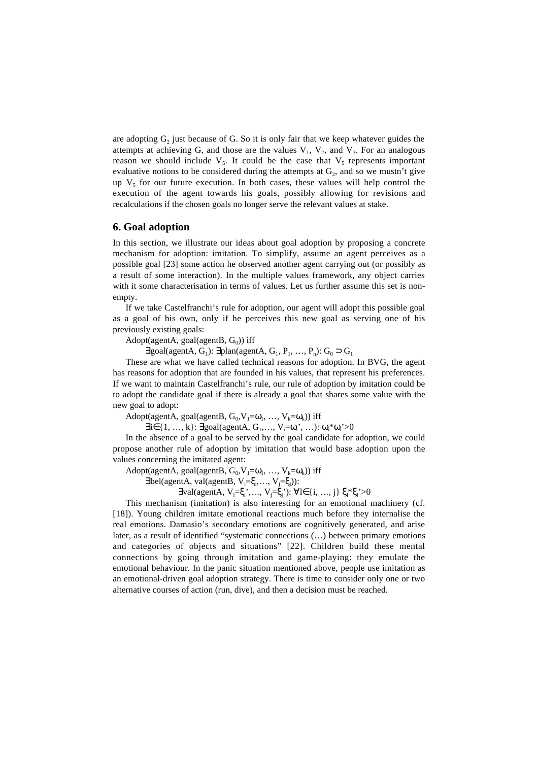are adopting $G_2$ just because of G. So it is only fair that we keep whatever guides the attempts at achieving G, and those are the values $V_1$, $V_2$, and $V_3$. For an analogous reason we should include $V_5$. It could be the case that $V_5$ represents important evaluative notions to be considered during the attempts at $G_2$, and so we mustn't give up $V_5$ for our future execution. In both cases, these values will help control the execution of the agent towards his goals, possibly allowing for revisions and recalculations if the chosen goals no longer serve the relevant values at stake.

## 6. Goal adoption

In this section, we illustrate our ideas about goal adoption by proposing a concrete mechanism for adoption: imitation. To simplify, assume an agent perceives as a possible goal [23] some action he observed another agent carrying out (or possibly as a result of some interaction). In the multiple values framework, any object carries with it some characterisation in terms of values. Let us further assume this set is non-empty.

If we take Castelfranchi's rule for adoption, our agent will adopt this possible goal as a goal of his own, only if he perceives this new goal as serving one of his previously existing goals:

Adopt(agentA, goal(agentB, $G_0$)) iff

$\exists$goal(agentA, $G_1$): $\exists$plan(agentA, $G_1$, $P_1$, …, $P_n$): $G_0 \supset G_1$

These are what we have called technical reasons for adoption. In BVG, the agent has reasons for adoption that are founded in his values, that represent his preferences. If we want to maintain Castelfranchi's rule, our rule of adoption by imitation could be to adopt the candidate goal if there is already a goal that shares some value with the new goal to adopt:

Adopt(agentA, goal(agentB, $G_0$,$V_1$=$\omega_1$, …, $V_k$=$\omega_k$)) iff

$\exists i \in \{1, …, k\}$: $\exists$goal(agentA, $G_1$,…, $V_i$=$\omega_i$', …): $\omega_i * \omega_i' > 0$

In the absence of a goal to be served by the goal candidate for adoption, we could propose another rule of adoption by imitation that would base adoption upon the values concerning the imitated agent:

Adopt(agentA, goal(agentB, $G_0$,$V_1$=$\omega_1$, …, $V_k$=$\omega_k$)) iff

$\exists$bel(agentA, val(agentB, $V_i$=$\xi_i$,…, $V_j$=$\xi_j$)):

$\exists$val(agentA, $V_i$=$\xi_i$',…, $V_j$=$\xi_j$'): $\forall l \in \{i, …, j\}$ $\xi_l * \xi_l' > 0$

This mechanism (imitation) is also interesting for an emotional machinery (cf. [18]). Young children imitate emotional reactions much before they internalise the real emotions. Damasio's secondary emotions are cognitively generated, and arise later, as a result of identified "systematic connections (…) between primary emotions and categories of objects and situations" [22]. Children build these mental connections by going through imitation and game-playing: they emulate the emotional behaviour. In the panic situation mentioned above, people use imitation as an emotional-driven goal adoption strategy. There is time to consider only one or two alternative courses of action (run, dive), and then a decision must be reached.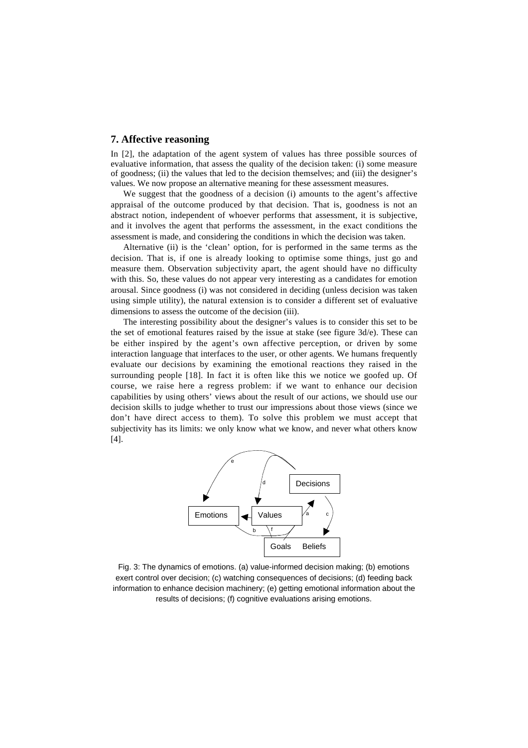## 7. Affective reasoning

In [2], the adaptation of the agent system of values has three possible sources of evaluative information, that assess the quality of the decision taken: (i) some measure of goodness; (ii) the values that led to the decision themselves; and (iii) the designer's values. We now propose an alternative meaning for these assessment measures.

We suggest that the goodness of a decision (i) amounts to the agent's affective appraisal of the outcome produced by that decision. That is, goodness is not an abstract notion, independent of whoever performs that assessment, it is subjective, and it involves the agent that performs the assessment, in the exact conditions the assessment is made, and considering the conditions in which the decision was taken.

Alternative (ii) is the 'clean' option, for is performed in the same terms as the decision. That is, if one is already looking to optimise some things, just go and measure them. Observation subjectivity apart, the agent should have no difficulty with this. So, these values do not appear very interesting as a candidates for emotion arousal. Since goodness (i) was not considered in deciding (unless decision was taken using simple utility), the natural extension is to consider a different set of evaluative dimensions to assess the outcome of the decision (iii).

The interesting possibility about the designer's values is to consider this set to be the set of emotional features raised by the issue at stake (see figure 3d/e). These can be either inspired by the agent's own affective perception, or driven by some interaction language that interfaces to the user, or other agents. We humans frequently evaluate our decisions by examining the emotional reactions they raised in the surrounding people [18]. In fact it is often like this we notice we goofed up. Of course, we raise here a regress problem: if we want to enhance our decision capabilities by using others' views about the result of our actions, we should use our decision skills to judge whether to trust our impressions about those views (since we don't have direct access to them). To solve this problem we must accept that subjectivity has its limits: we only know what we know, and never what others know [4].

Fig. 3: The dynamics of emotions. (a) value-informed decision making; (b) emotions exert control over decision; (c) watching consequences of decisions; (d) feeding back information to enhance decision machinery; (e) getting emotional information about the results of decisions; (f) cognitive evaluations arising emotions.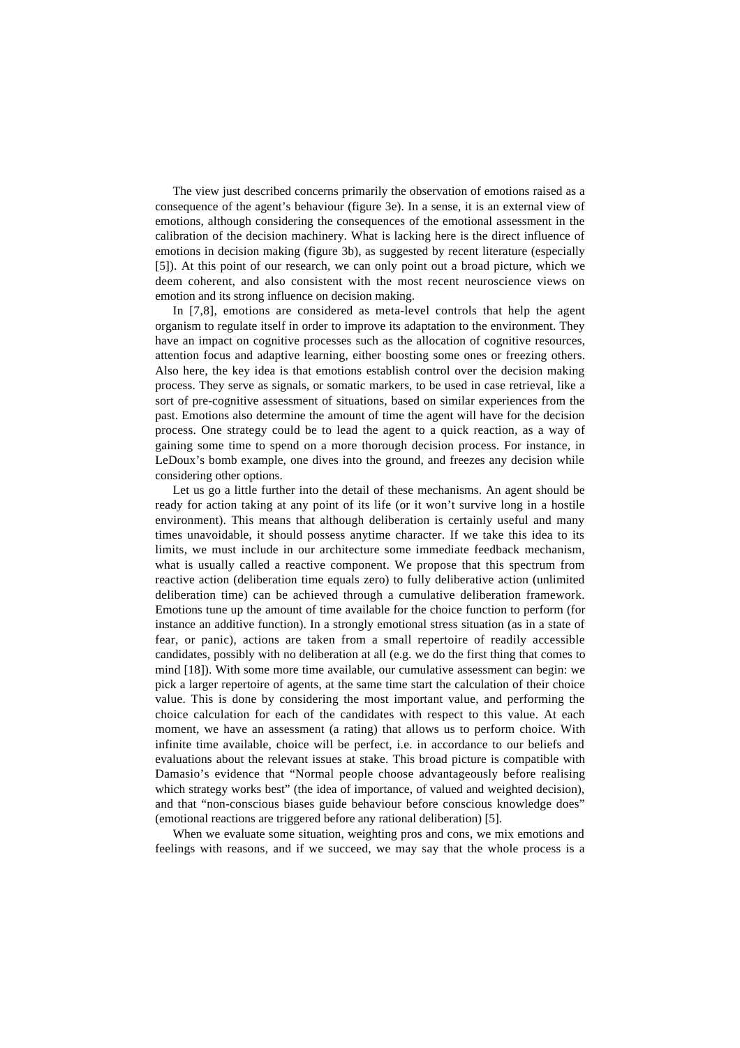The view just described concerns primarily the observation of emotions raised as a consequence of the agent's behaviour (figure 3e). In a sense, it is an external view of emotions, although considering the consequences of the emotional assessment in the calibration of the decision machinery. What is lacking here is the direct influence of emotions in decision making (figure 3b), as suggested by recent literature (especially [5]). At this point of our research, we can only point out a broad picture, which we deem coherent, and also consistent with the most recent neuroscience views on emotion and its strong influence on decision making.

In [7,8], emotions are considered as meta-level controls that help the agent organism to regulate itself in order to improve its adaptation to the environment. They have an impact on cognitive processes such as the allocation of cognitive resources, attention focus and adaptive learning, either boosting some ones or freezing others. Also here, the key idea is that emotions establish control over the decision making process. They serve as signals, or somatic markers, to be used in case retrieval, like a sort of pre-cognitive assessment of situations, based on similar experiences from the past. Emotions also determine the amount of time the agent will have for the decision process. One strategy could be to lead the agent to a quick reaction, as a way of gaining some time to spend on a more thorough decision process. For instance, in LeDoux's bomb example, one dives into the ground, and freezes any decision while considering other options.

Let us go a little further into the detail of these mechanisms. An agent should be ready for action taking at any point of its life (or it won't survive long in a hostile environment). This means that although deliberation is certainly useful and many times unavoidable, it should possess anytime character. If we take this idea to its limits, we must include in our architecture some immediate feedback mechanism, what is usually called a reactive component. We propose that this spectrum from reactive action (deliberation time equals zero) to fully deliberative action (unlimited deliberation time) can be achieved through a cumulative deliberation framework. Emotions tune up the amount of time available for the choice function to perform (for instance an additive function). In a strongly emotional stress situation (as in a state of fear, or panic), actions are taken from a small repertoire of readily accessible candidates, possibly with no deliberation at all (e.g. we do the first thing that comes to mind [18]). With some more time available, our cumulative assessment can begin: we pick a larger repertoire of agents, at the same time start the calculation of their choice value. This is done by considering the most important value, and performing the choice calculation for each of the candidates with respect to this value. At each moment, we have an assessment (a rating) that allows us to perform choice. With infinite time available, choice will be perfect, i.e. in accordance to our beliefs and evaluations about the relevant issues at stake. This broad picture is compatible with Damasio's evidence that "Normal people choose advantageously before realising which strategy works best" (the idea of importance, of valued and weighted decision), and that "non-conscious biases guide behaviour before conscious knowledge does" (emotional reactions are triggered before any rational deliberation) [5].

When we evaluate some situation, weighting pros and cons, we mix emotions and feelings with reasons, and if we succeed, we may say that the whole process is a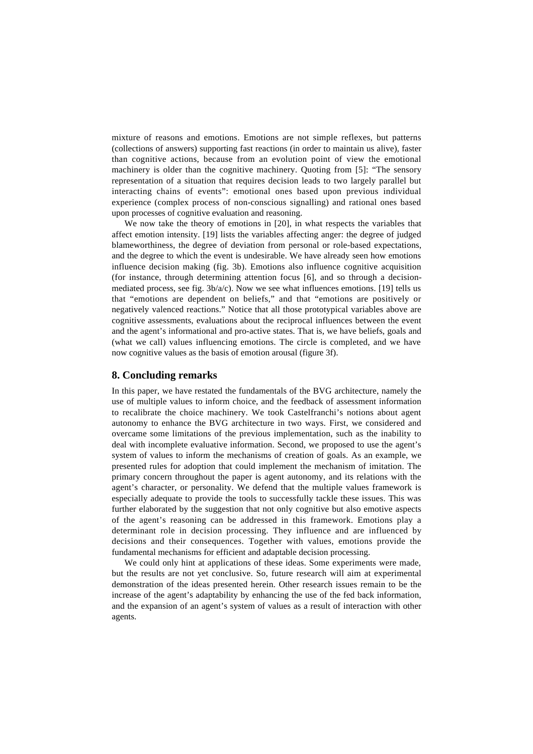mixture of reasons and emotions. Emotions are not simple reflexes, but patterns (collections of answers) supporting fast reactions (in order to maintain us alive), faster than cognitive actions, because from an evolution point of view the emotional machinery is older than the cognitive machinery. Quoting from [5]: "The sensory representation of a situation that requires decision leads to two largely parallel but interacting chains of events": emotional ones based upon previous individual experience (complex process of non-conscious signalling) and rational ones based upon processes of cognitive evaluation and reasoning.

We now take the theory of emotions in [20], in what respects the variables that affect emotion intensity. [19] lists the variables affecting anger: the degree of judged blameworthiness, the degree of deviation from personal or role-based expectations, and the degree to which the event is undesirable. We have already seen how emotions influence decision making (fig. 3b). Emotions also influence cognitive acquisition (for instance, through determining attention focus [6], and so through a decision-mediated process, see fig. 3b/a/c). Now we see what influences emotions. [19] tells us that "emotions are dependent on beliefs," and that "emotions are positively or negatively valenced reactions." Notice that all those prototypical variables above are cognitive assessments, evaluations about the reciprocal influences between the event and the agent's informational and pro-active states. That is, we have beliefs, goals and (what we call) values influencing emotions. The circle is completed, and we have now cognitive values as the basis of emotion arousal (figure 3f).

## 8. Concluding remarks

In this paper, we have restated the fundamentals of the BVG architecture, namely the use of multiple values to inform choice, and the feedback of assessment information to recalibrate the choice machinery. We took Castelfranchi's notions about agent autonomy to enhance the BVG architecture in two ways. First, we considered and overcame some limitations of the previous implementation, such as the inability to deal with incomplete evaluative information. Second, we proposed to use the agent's system of values to inform the mechanisms of creation of goals. As an example, we presented rules for adoption that could implement the mechanism of imitation. The primary concern throughout the paper is agent autonomy, and its relations with the agent's character, or personality. We defend that the multiple values framework is especially adequate to provide the tools to successfully tackle these issues. This was further elaborated by the suggestion that not only cognitive but also emotive aspects of the agent's reasoning can be addressed in this framework. Emotions play a determinant role in decision processing. They influence and are influenced by decisions and their consequences. Together with values, emotions provide the fundamental mechanisms for efficient and adaptable decision processing.

We could only hint at applications of these ideas. Some experiments were made, but the results are not yet conclusive. So, future research will aim at experimental demonstration of the ideas presented herein. Other research issues remain to be the increase of the agent's adaptability by enhancing the use of the fed back information, and the expansion of an agent's system of values as a result of interaction with other agents.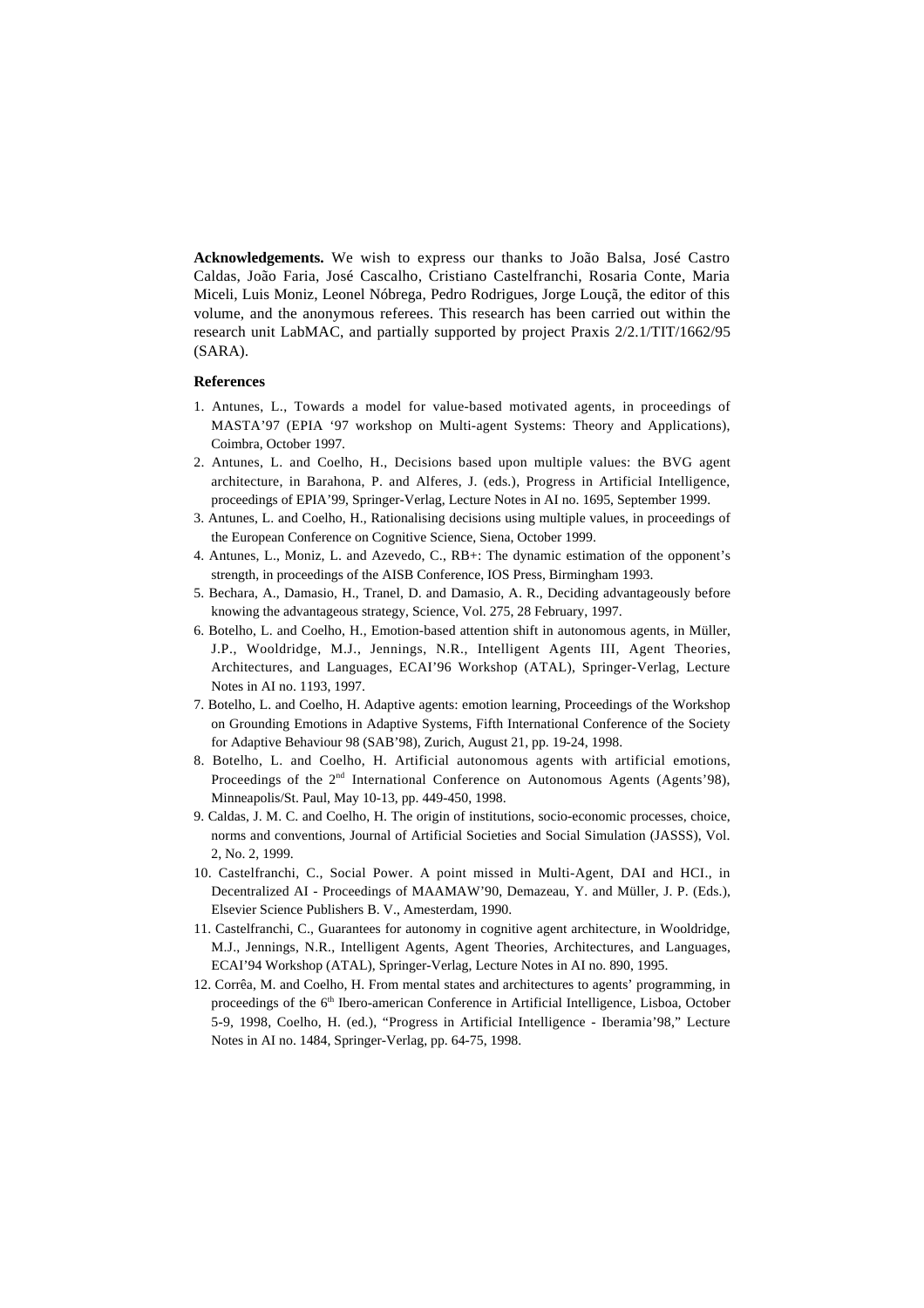**Acknowledgements.** We wish to express our thanks to João Balsa, José Castro Caldas, João Faria, José Cascalho, Cristiano Castelfranchi, Rosaria Conte, Maria Miceli, Luis Moniz, Leonel Nóbrega, Pedro Rodrigues, Jorge Louçã, the editor of this volume, and the anonymous referees. This research has been carried out within the research unit LabMAC, and partially supported by project Praxis 2/2.1/TIT/1662/95 (SARA).

**References**

1. Antunes, L., Towards a model for value-based motivated agents, in proceedings of MASTA'97 (EPIA '97 workshop on Multi-agent Systems: Theory and Applications), Coimbra, October 1997.
2. Antunes, L. and Coelho, H., Decisions based upon multiple values: the BVG agent architecture, in Barahona, P. and Alferes, J. (eds.), Progress in Artificial Intelligence, proceedings of EPIA'99, Springer-Verlag, Lecture Notes in AI no. 1695, September 1999.
3. Antunes, L. and Coelho, H., Rationalising decisions using multiple values, in proceedings of the European Conference on Cognitive Science, Siena, October 1999.
4. Antunes, L., Moniz, L. and Azevedo, C., RB+: The dynamic estimation of the opponent's strength, in proceedings of the AISB Conference, IOS Press, Birmingham 1993.
5. Bechara, A., Damasio, H., Tranel, D. and Damasio, A. R., Deciding advantageously before knowing the advantageous strategy, Science, Vol. 275, 28 February, 1997.
6. Botelho, L. and Coelho, H., Emotion-based attention shift in autonomous agents, in Müller, J.P., Wooldridge, M.J., Jennings, N.R., Intelligent Agents III, Agent Theories, Architectures, and Languages, ECAI'96 Workshop (ATAL), Springer-Verlag, Lecture Notes in AI no. 1193, 1997.
7. Botelho, L. and Coelho, H. Adaptive agents: emotion learning, Proceedings of the Workshop on Grounding Emotions in Adaptive Systems, Fifth International Conference of the Society for Adaptive Behaviour 98 (SAB'98), Zurich, August 21, pp. 19-24, 1998.
8. Botelho, L. and Coelho, H. Artificial autonomous agents with artificial emotions, Proceedings of the 2nd International Conference on Autonomous Agents (Agents'98), Minneapolis/St. Paul, May 10-13, pp. 449-450, 1998.
9. Caldas, J. M. C. and Coelho, H. The origin of institutions, socio-economic processes, choice, norms and conventions, Journal of Artificial Societies and Social Simulation (JASSS), Vol. 2, No. 2, 1999.
10. Castelfranchi, C., Social Power. A point missed in Multi-Agent, DAI and HCI., in Decentralized AI - Proceedings of MAAMAW'90, Demazeau, Y. and Müller, J. P. (Eds.), Elsevier Science Publishers B. V., Amesterdam, 1990.
11. Castelfranchi, C., Guarantees for autonomy in cognitive agent architecture, in Wooldridge, M.J., Jennings, N.R., Intelligent Agents, Agent Theories, Architectures, and Languages, ECAI'94 Workshop (ATAL), Springer-Verlag, Lecture Notes in AI no. 890, 1995.
12. Corrêa, M. and Coelho, H. From mental states and architectures to agents' programming, in proceedings of the 6th Ibero-american Conference in Artificial Intelligence, Lisboa, October 5-9, 1998, Coelho, H. (ed.), "Progress in Artificial Intelligence - Iberamia'98," Lecture Notes in AI no. 1484, Springer-Verlag, pp. 64-75, 1998.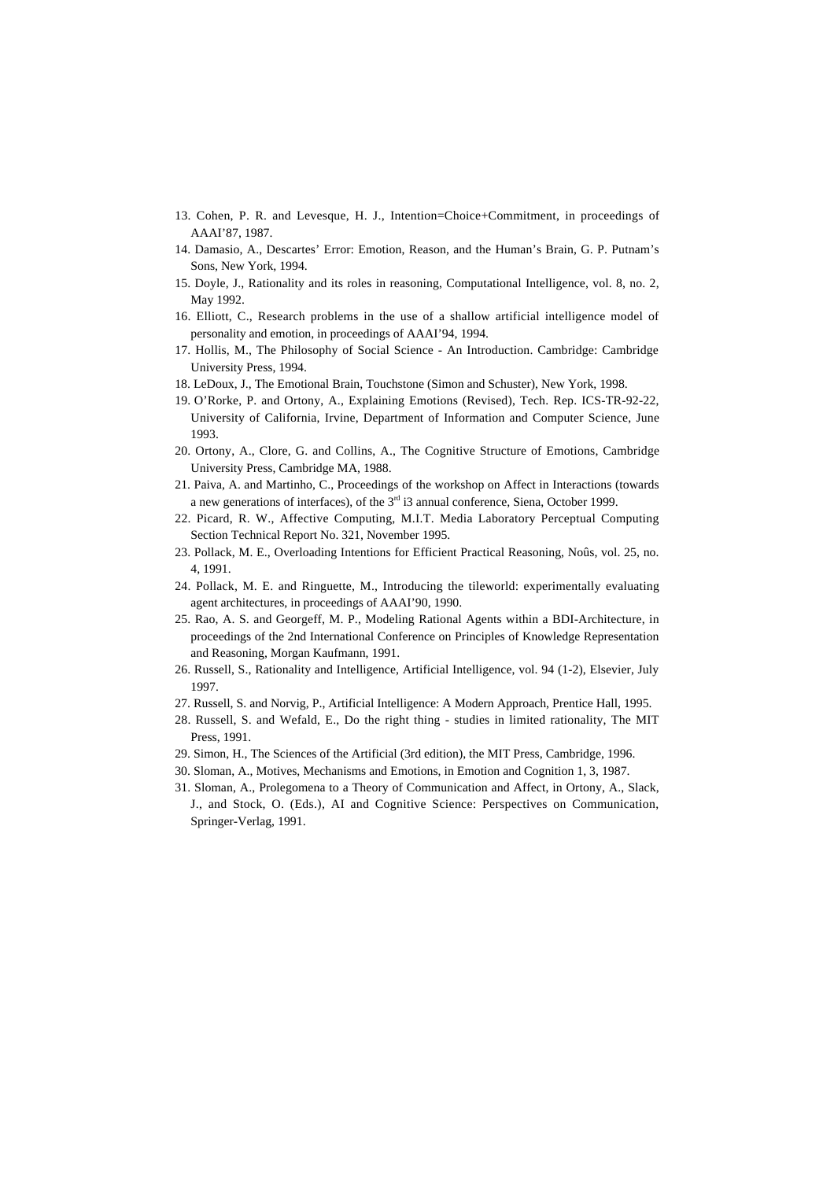13. Cohen, P. R. and Levesque, H. J., Intention=Choice+Commitment, in proceedings of AAAI'87, 1987.
14. Damasio, A., Descartes' Error: Emotion, Reason, and the Human's Brain, G. P. Putnam's Sons, New York, 1994.
15. Doyle, J., Rationality and its roles in reasoning, Computational Intelligence, vol. 8, no. 2, May 1992.
16. Elliott, C., Research problems in the use of a shallow artificial intelligence model of personality and emotion, in proceedings of AAAI'94, 1994.
17. Hollis, M., The Philosophy of Social Science - An Introduction. Cambridge: Cambridge University Press, 1994.
18. LeDoux, J., The Emotional Brain, Touchstone (Simon and Schuster), New York, 1998.
19. O'Rorke, P. and Ortony, A., Explaining Emotions (Revised), Tech. Rep. ICS-TR-92-22, University of California, Irvine, Department of Information and Computer Science, June 1993.
20. Ortony, A., Clore, G. and Collins, A., The Cognitive Structure of Emotions, Cambridge University Press, Cambridge MA, 1988.
21. Paiva, A. and Martinho, C., Proceedings of the workshop on Affect in Interactions (towards a new generations of interfaces), of the 3rd i3 annual conference, Siena, October 1999.
22. Picard, R. W., Affective Computing, M.I.T. Media Laboratory Perceptual Computing Section Technical Report No. 321, November 1995.
23. Pollack, M. E., Overloading Intentions for Efficient Practical Reasoning, Noûs, vol. 25, no. 4, 1991.
24. Pollack, M. E. and Ringuette, M., Introducing the tileworld: experimentally evaluating agent architectures, in proceedings of AAAI'90, 1990.
25. Rao, A. S. and Georgeff, M. P., Modeling Rational Agents within a BDI-Architecture, in proceedings of the 2nd International Conference on Principles of Knowledge Representation and Reasoning, Morgan Kaufmann, 1991.
26. Russell, S., Rationality and Intelligence, Artificial Intelligence, vol. 94 (1-2), Elsevier, July 1997.
27. Russell, S. and Norvig, P., Artificial Intelligence: A Modern Approach, Prentice Hall, 1995.
28. Russell, S. and Wefald, E., Do the right thing - studies in limited rationality, The MIT Press, 1991.
29. Simon, H., The Sciences of the Artificial (3rd edition), the MIT Press, Cambridge, 1996.
30. Sloman, A., Motives, Mechanisms and Emotions, in Emotion and Cognition 1, 3, 1987.
31. Sloman, A., Prolegomena to a Theory of Communication and Affect, in Ortony, A., Slack, J., and Stock, O. (Eds.), AI and Cognitive Science: Perspectives on Communication, Springer-Verlag, 1991.